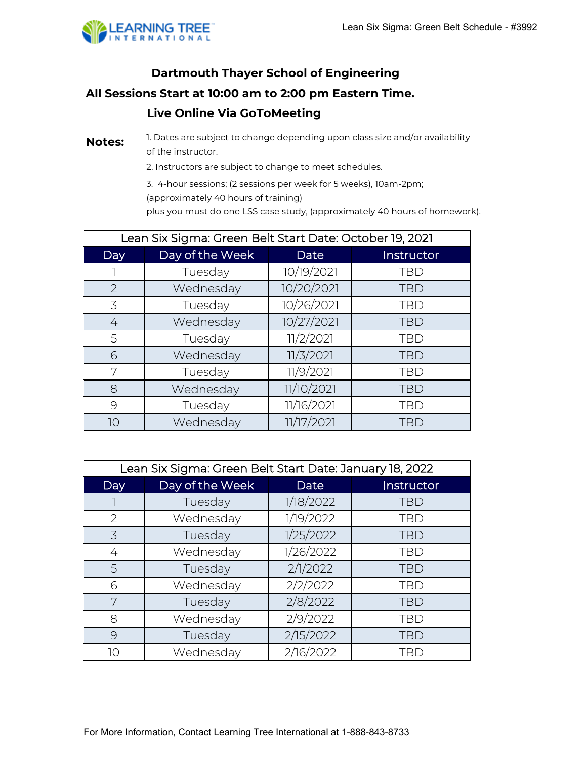# Dartmouth Thayer School of Engineering

## All Sessions Start at 10:00 am to 2:00 pm Eastern Time.

## Live Online Via GoToMeeting

**Notes:**

1. Dates are subject to change depending upon class size and/or availability of the instructor.
2. Instructors are subject to change to meet schedules.
3. 4-hour sessions; (2 sessions per week for 5 weeks), 10am-2pm; (approximately 40 hours of training) plus you must do one LSS case study, (approximately 40 hours of homework).

| Lean Six Sigma: Green Belt Start Date: October 19, 2021 | | | |
|---|---|---|---|
| Day | Day of the Week | Date | Instructor |
| 1 | Tuesday | 10/19/2021 | TBD |
| 2 | Wednesday | 10/20/2021 | TBD |
| 3 | Tuesday | 10/26/2021 | TBD |
| 4 | Wednesday | 10/27/2021 | TBD |
| 5 | Tuesday | 11/2/2021 | TBD |
| 6 | Wednesday | 11/3/2021 | TBD |
| 7 | Tuesday | 11/9/2021 | TBD |
| 8 | Wednesday | 11/10/2021 | TBD |
| 9 | Tuesday | 11/16/2021 | TBD |
| 10 | Wednesday | 11/17/2021 | TBD |

| Lean Six Sigma: Green Belt Start Date: January 18, 2022 | | | |
|---|---|---|---|
| Day | Day of the Week | Date | Instructor |
| 1 | Tuesday | 1/18/2022 | TBD |
| 2 | Wednesday | 1/19/2022 | TBD |
| 3 | Tuesday | 1/25/2022 | TBD |
| 4 | Wednesday | 1/26/2022 | TBD |
| 5 | Tuesday | 2/1/2022 | TBD |
| 6 | Wednesday | 2/2/2022 | TBD |
| 7 | Tuesday | 2/8/2022 | TBD |
| 8 | Wednesday | 2/9/2022 | TBD |
| 9 | Tuesday | 2/15/2022 | TBD |
| 10 | Wednesday | 2/16/2022 | TBD |

For More Information, Contact Learning Tree International at 1-888-843-8733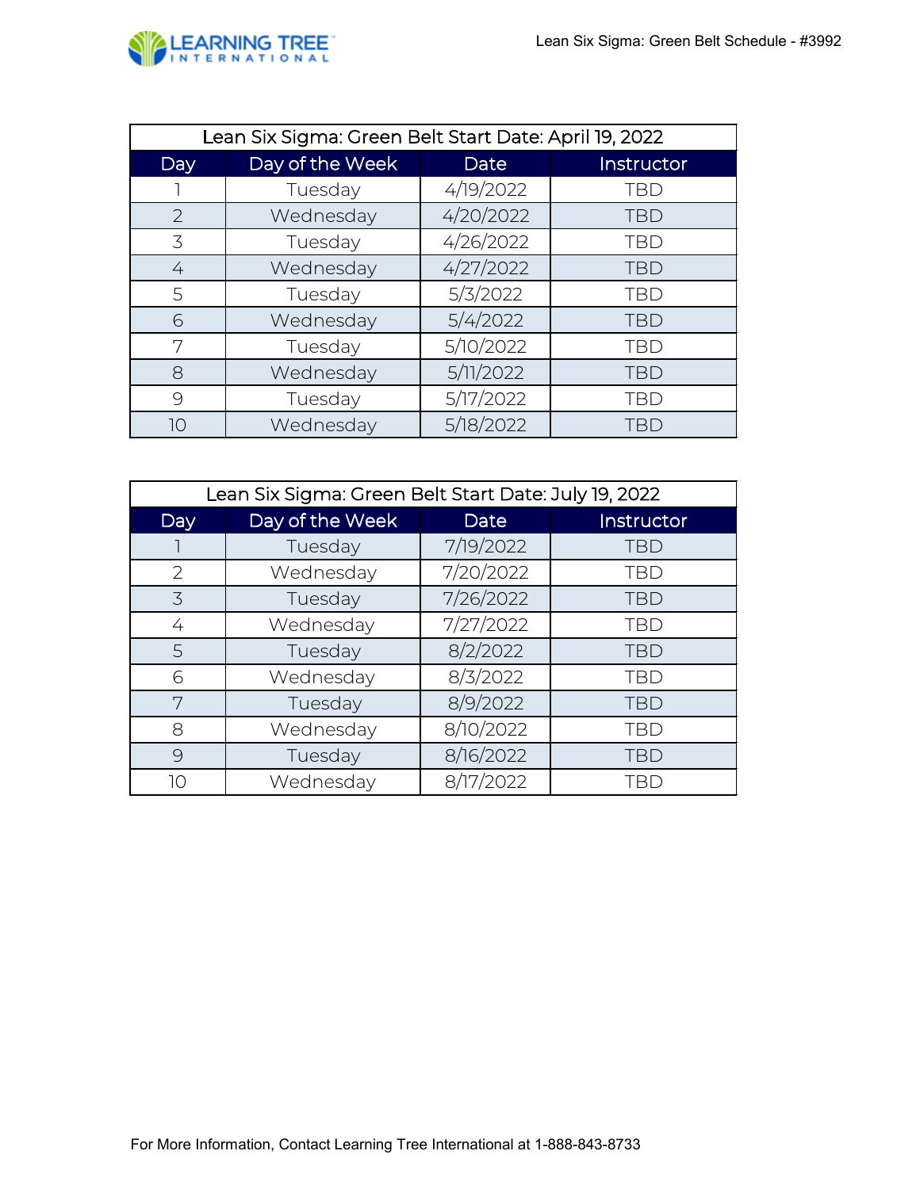| Lean Six Sigma: Green Belt Start Date: April 19, 2022 | | | |
|---|---|---|---|
| Day | Day of the Week | Date | Instructor |
| 1 | Tuesday | 4/19/2022 | TBD |
| 2 | Wednesday | 4/20/2022 | TBD |
| 3 | Tuesday | 4/26/2022 | TBD |
| 4 | Wednesday | 4/27/2022 | TBD |
| 5 | Tuesday | 5/3/2022 | TBD |
| 6 | Wednesday | 5/4/2022 | TBD |
| 7 | Tuesday | 5/10/2022 | TBD |
| 8 | Wednesday | 5/11/2022 | TBD |
| 9 | Tuesday | 5/17/2022 | TBD |
| 10 | Wednesday | 5/18/2022 | TBD |

| Lean Six Sigma: Green Belt Start Date: July 19, 2022 | | | |
|---|---|---|---|
| Day | Day of the Week | Date | Instructor |
| 1 | Tuesday | 7/19/2022 | TBD |
| 2 | Wednesday | 7/20/2022 | TBD |
| 3 | Tuesday | 7/26/2022 | TBD |
| 4 | Wednesday | 7/27/2022 | TBD |
| 5 | Tuesday | 8/2/2022 | TBD |
| 6 | Wednesday | 8/3/2022 | TBD |
| 7 | Tuesday | 8/9/2022 | TBD |
| 8 | Wednesday | 8/10/2022 | TBD |
| 9 | Tuesday | 8/16/2022 | TBD |
| 10 | Wednesday | 8/17/2022 | TBD |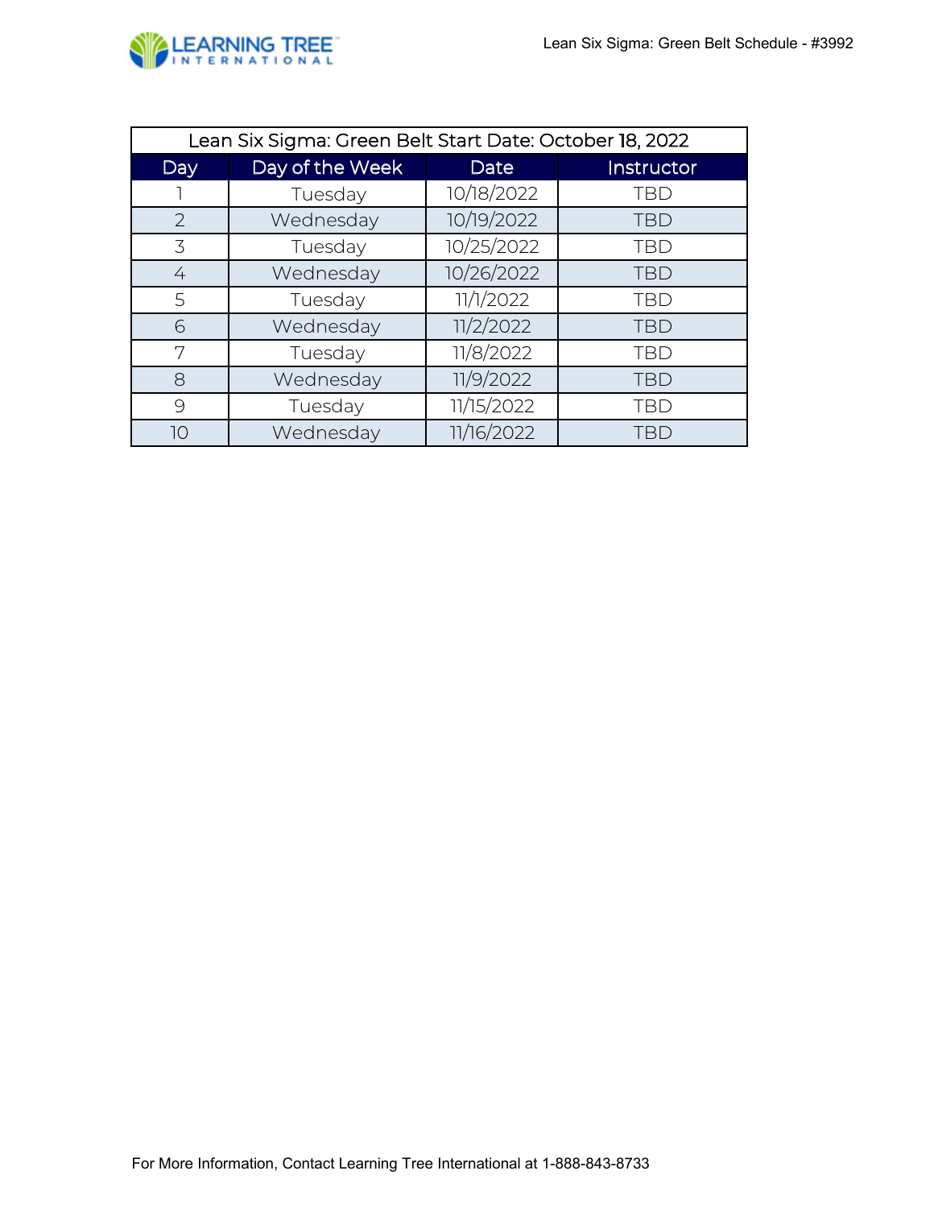| Lean Six Sigma: Green Belt Start Date: October 18, 2022 | | | |
|---|---|---|---|
| **Day** | **Day of the Week** | **Date** | **Instructor** |
| 1 | Tuesday | 10/18/2022 | TBD |
| 2 | Wednesday | 10/19/2022 | TBD |
| 3 | Tuesday | 10/25/2022 | TBD |
| 4 | Wednesday | 10/26/2022 | TBD |
| 5 | Tuesday | 11/1/2022 | TBD |
| 6 | Wednesday | 11/2/2022 | TBD |
| 7 | Tuesday | 11/8/2022 | TBD |
| 8 | Wednesday | 11/9/2022 | TBD |
| 9 | Tuesday | 11/15/2022 | TBD |
| 10 | Wednesday | 11/16/2022 | TBD |